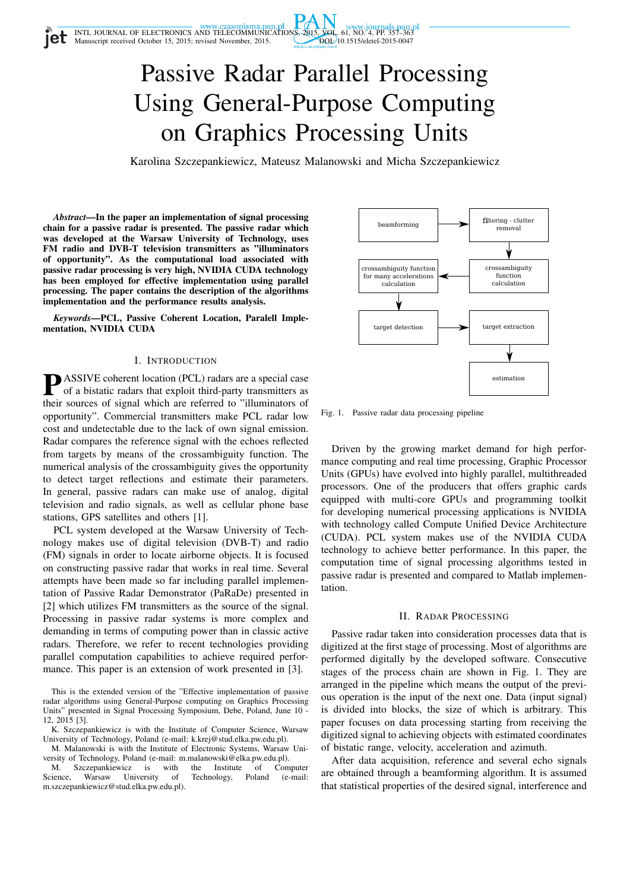# Passive Radar Parallel Processing Using General-Purpose Computing on Graphics Processing Units

Karolina Szczepankiewicz, Mateusz Malanowski and Micha Szczepankiewicz

***Abstract*—In the paper an implementation of signal processing chain for a passive radar is presented. The passive radar which was developed at the Warsaw University of Technology, uses FM radio and DVB-T television transmitters as "illuminators of opportunity". As the computational load associated with passive radar processing is very high, NVIDIA CUDA technology has been employed for effective implementation using parallel processing. The paper contains the description of the algorithms implementation and the performance results analysis.**

***Keywords*—PCL, Passive Coherent Location, Paralell Implementation, NVIDIA CUDA**

## I. Introduction

PASSIVE coherent location (PCL) radars are a special case of a bistatic radars that exploit third-party transmitters as their sources of signal which are referred to "illuminators of opportunity". Commercial transmitters make PCL radar low cost and undetectable due to the lack of own signal emission. Radar compares the reference signal with the echoes reflected from targets by means of the crossambiguity function. The numerical analysis of the crossambiguity gives the opportunity to detect target reflections and estimate their parameters. In general, passive radars can make use of analog, digital television and radio signals, as well as cellular phone base stations, GPS satellites and others [1].

PCL system developed at the Warsaw University of Technology makes use of digital television (DVB-T) and radio (FM) signals in order to locate airborne objects. It is focused on constructing passive radar that works in real time. Several attempts have been made so far including parallel implementation of Passive Radar Demonstrator (PaRaDe) presented in [2] which utilizes FM transmitters as the source of the signal. Processing in passive radar systems is more complex and demanding in terms of computing power than in classic active radars. Therefore, we refer to recent technologies providing parallel computation capabilities to achieve required performance. This paper is an extension of work presented in [3].

This is the extended version of the "Effective implementation of passive radar algorithms using General-Purpose computing on Graphics Processing Units" presented in Signal Processing Symposium, Debe, Poland, June 10 - 12, 2015 [3].

K. Szczepankiewicz is with the Institute of Computer Science, Warsaw University of Technology, Poland (e-mail: k.krej@stud.elka.pw.edu.pl).

M. Malanowski is with the Institute of Electronic Systems, Warsaw University of Technology, Poland (e-mail: m.malanowski@elka.pw.edu.pl).

M. Szczepankiewicz is with the Institute of Computer Science, Warsaw University of Technology, Poland (e-mail: m.szczepankiewicz@stud.elka.pw.edu.pl).

beamforming → filtering - clutter removal → crossambiguity function calculation → crossambiguity function for many accelerations calculation → target detection → target extraction → estimation

Fig. 1. Passive radar data processing pipeline

Driven by the growing market demand for high performance computing and real time processing, Graphic Processor Units (GPUs) have evolved into highly parallel, multithreaded processors. One of the producers that offers graphic cards equipped with multi-core GPUs and programming toolkit for developing numerical processing applications is NVIDIA with technology called Compute Unified Device Architecture (CUDA). PCL system makes use of the NVIDIA CUDA technology to achieve better performance. In this paper, the computation time of signal processing algorithms tested in passive radar is presented and compared to Matlab implementation.

## II. Radar Processing

Passive radar taken into consideration processes data that is digitized at the first stage of processing. Most of algorithms are performed digitally by the developed software. Consecutive stages of the process chain are shown in Fig. 1. They are arranged in the pipeline which means the output of the previous operation is the input of the next one. Data (input signal) is divided into blocks, the size of which is arbitrary. This paper focuses on data processing starting from receiving the digitized signal to achieving objects with estimated coordinates of bistatic range, velocity, acceleration and azimuth.

After data acquisition, reference and several echo signals are obtained through a beamforming algorithm. It is assumed that statistical properties of the desired signal, interference and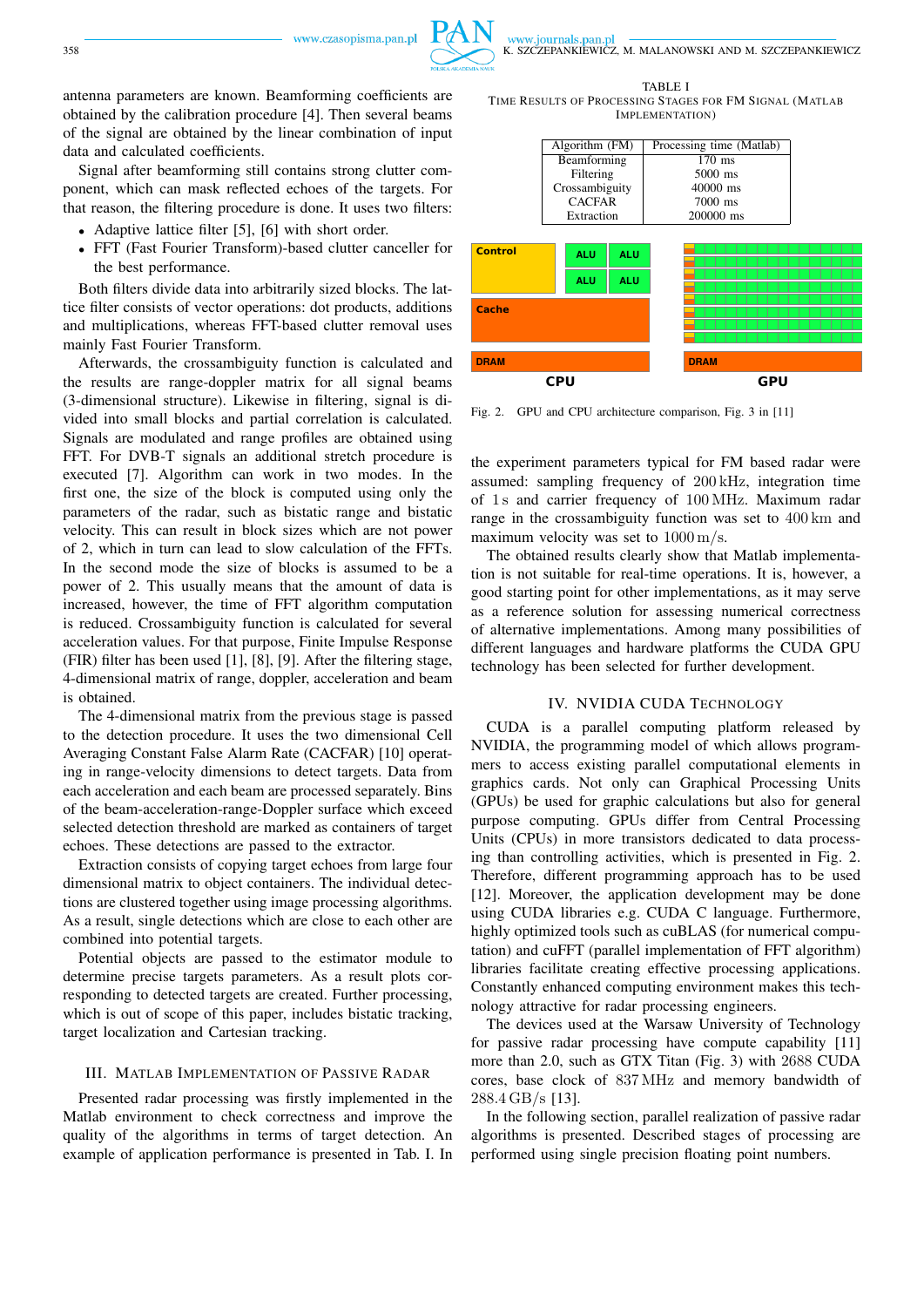antenna parameters are known. Beamforming coefficients are obtained by the calibration procedure [4]. Then several beams of the signal are obtained by the linear combination of input data and calculated coefficients.

Signal after beamforming still contains strong clutter component, which can mask reflected echoes of the targets. For that reason, the filtering procedure is done. It uses two filters:

- Adaptive lattice filter [5], [6] with short order.
- FFT (Fast Fourier Transform)-based clutter canceller for the best performance.

Both filters divide data into arbitrarily sized blocks. The lattice filter consists of vector operations: dot products, additions and multiplications, whereas FFT-based clutter removal uses mainly Fast Fourier Transform.

Afterwards, the crossambiguity function is calculated and the results are range-doppler matrix for all signal beams (3-dimensional structure). Likewise in filtering, signal is divided into small blocks and partial correlation is calculated. Signals are modulated and range profiles are obtained using FFT. For DVB-T signals an additional stretch procedure is executed [7]. Algorithm can work in two modes. In the first one, the size of the block is computed using only the parameters of the radar, such as bistatic range and bistatic velocity. This can result in block sizes which are not power of 2, which in turn can lead to slow calculation of the FFTs. In the second mode the size of blocks is assumed to be a power of 2. This usually means that the amount of data is increased, however, the time of FFT algorithm computation is reduced. Crossambiguity function is calculated for several acceleration values. For that purpose, Finite Impulse Response (FIR) filter has been used [1], [8], [9]. After the filtering stage, 4-dimensional matrix of range, doppler, acceleration and beam is obtained.

The 4-dimensional matrix from the previous stage is passed to the detection procedure. It uses the two dimensional Cell Averaging Constant False Alarm Rate (CACFAR) [10] operating in range-velocity dimensions to detect targets. Data from each acceleration and each beam are processed separately. Bins of the beam-acceleration-range-Doppler surface which exceed selected detection threshold are marked as containers of target echoes. These detections are passed to the extractor.

Extraction consists of copying target echoes from large four dimensional matrix to object containers. The individual detections are clustered together using image processing algorithms. As a result, single detections which are close to each other are combined into potential targets.

Potential objects are passed to the estimator module to determine precise targets parameters. As a result plots corresponding to detected targets are created. Further processing, which is out of scope of this paper, includes bistatic tracking, target localization and Cartesian tracking.

## III. Matlab Implementation of Passive Radar

Presented radar processing was firstly implemented in the Matlab environment to check correctness and improve the quality of the algorithms in terms of target detection. An example of application performance is presented in Tab. I. In the experiment parameters typical for FM based radar were assumed: sampling frequency of $200\,\mathrm{kHz}$, integration time of $1\,\mathrm{s}$ and carrier frequency of $100\,\mathrm{MHz}$. Maximum radar range in the crossambiguity function was set to $400\,\mathrm{km}$ and maximum velocity was set to $1000\,\mathrm{m/s}$.

TABLE I
Time Results of Processing Stages for FM Signal (Matlab Implementation)

| Algorithm (FM) | Processing time (Matlab) |
|---|---|
| Beamforming | 170 ms |
| Filtering | 5000 ms |
| Crossambiguity | 40000 ms |
| CACFAR | 7000 ms |
| Extraction | 200000 ms |

Fig. 2. GPU and CPU architecture comparison, Fig. 3 in [11]

The obtained results clearly show that Matlab implementation is not suitable for real-time operations. It is, however, a good starting point for other implementations, as it may serve as a reference solution for assessing numerical correctness of alternative implementations. Among many possibilities of different languages and hardware platforms the CUDA GPU technology has been selected for further development.

## IV. NVIDIA CUDA Technology

CUDA is a parallel computing platform released by NVIDIA, the programming model of which allows programmers to access existing parallel computational elements in graphics cards. Not only can Graphical Processing Units (GPUs) be used for graphic calculations but also for general purpose computing. GPUs differ from Central Processing Units (CPUs) in more transistors dedicated to data processing than controlling activities, which is presented in Fig. 2. Therefore, different programming approach has to be used [12]. Moreover, the application development may be done using CUDA libraries e.g. CUDA C language. Furthermore, highly optimized tools such as cuBLAS (for numerical computation) and cuFFT (parallel implementation of FFT algorithm) libraries facilitate creating effective processing applications. Constantly enhanced computing environment makes this technology attractive for radar processing engineers.

The devices used at the Warsaw University of Technology for passive radar processing have compute capability [11] more than 2.0, such as GTX Titan (Fig. 3) with 2688 CUDA cores, base clock of $837\,\mathrm{MHz}$ and memory bandwidth of $288.4\,\mathrm{GB/s}$ [13].

In the following section, parallel realization of passive radar algorithms is presented. Described stages of processing are performed using single precision floating point numbers.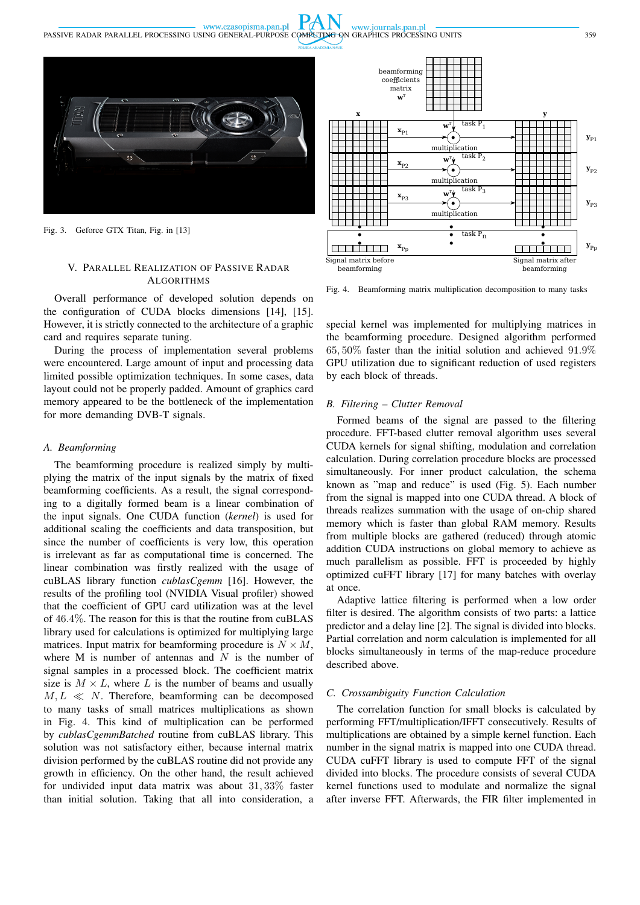Fig. 3. Geforce GTX Titan, Fig. in [13]

## V. Parallel Realization of Passive Radar Algorithms

Overall performance of developed solution depends on the configuration of CUDA blocks dimensions [14], [15]. However, it is strictly connected to the architecture of a graphic card and requires separate tuning.

During the process of implementation several problems were encountered. Large amount of input and processing data limited possible optimization techniques. In some cases, data layout could not be properly padded. Amount of graphics card memory appeared to be the bottleneck of the implementation for more demanding DVB-T signals.

### A. Beamforming

The beamforming procedure is realized simply by multiplying the matrix of the input signals by the matrix of fixed beamforming coefficients. As a result, the signal corresponding to a digitally formed beam is a linear combination of the input signals. One CUDA function (*kernel*) is used for additional scaling the coefficients and data transposition, but since the number of coefficients is very low, this operation is irrelevant as far as computational time is concerned. The linear combination was firstly realized with the usage of cuBLAS library function *cublasCgemm* [16]. However, the results of the profiling tool (NVIDIA Visual profiler) showed that the coefficient of GPU card utilization was at the level of $46.4\%$. The reason for this is that the routine from cuBLAS library used for calculations is optimized for multiplying large matrices. Input matrix for beamforming procedure is $N \times M$, where M is number of antennas and $N$ is the number of signal samples in a processed block. The coefficient matrix size is $M \times L$, where $L$ is the number of beams and usually $M, L \ll N$. Therefore, beamforming can be decomposed to many tasks of small matrices multiplications as shown in Fig. 4. This kind of multiplication can be performed by *cublasCgemmBatched* routine from cuBLAS library. This solution was not satisfactory either, because internal matrix division performed by the cuBLAS routine did not provide any growth in efficiency. On the other hand, the result achieved for undivided input data matrix was about $31,33\%$ faster than initial solution. Taking that all into consideration, a special kernel was implemented for multiplying matrices in the beamforming procedure. Designed algorithm performed $65,50\%$ faster than the initial solution and achieved $91.9\%$ GPU utilization due to significant reduction of used registers by each block of threads.

Fig. 4. Beamforming matrix multiplication decomposition to many tasks

### B. Filtering – Clutter Removal

Formed beams of the signal are passed to the filtering procedure. FFT-based clutter removal algorithm uses several CUDA kernels for signal shifting, modulation and correlation calculation. During correlation procedure blocks are processed simultaneously. For inner product calculation, the schema known as "map and reduce" is used (Fig. 5). Each number from the signal is mapped into one CUDA thread. A block of threads realizes summation with the usage of on-chip shared memory which is faster than global RAM memory. Results from multiple blocks are gathered (reduced) through atomic addition CUDA instructions on global memory to achieve as much parallelism as possible. FFT is proceeded by highly optimized cuFFT library [17] for many batches with overlay at once.

Adaptive lattice filtering is performed when a low order filter is desired. The algorithm consists of two parts: a lattice predictor and a delay line [2]. The signal is divided into blocks. Partial correlation and norm calculation is implemented for all blocks simultaneously in terms of the map-reduce procedure described above.

### C. Crossambiguity Function Calculation

The correlation function for small blocks is calculated by performing FFT/multiplication/IFFT consecutively. Results of multiplications are obtained by a simple kernel function. Each number in the signal matrix is mapped into one CUDA thread. CUDA cuFFT library is used to compute FFT of the signal divided into blocks. The procedure consists of several CUDA kernel functions used to modulate and normalize the signal after inverse FFT. Afterwards, the FIR filter implemented in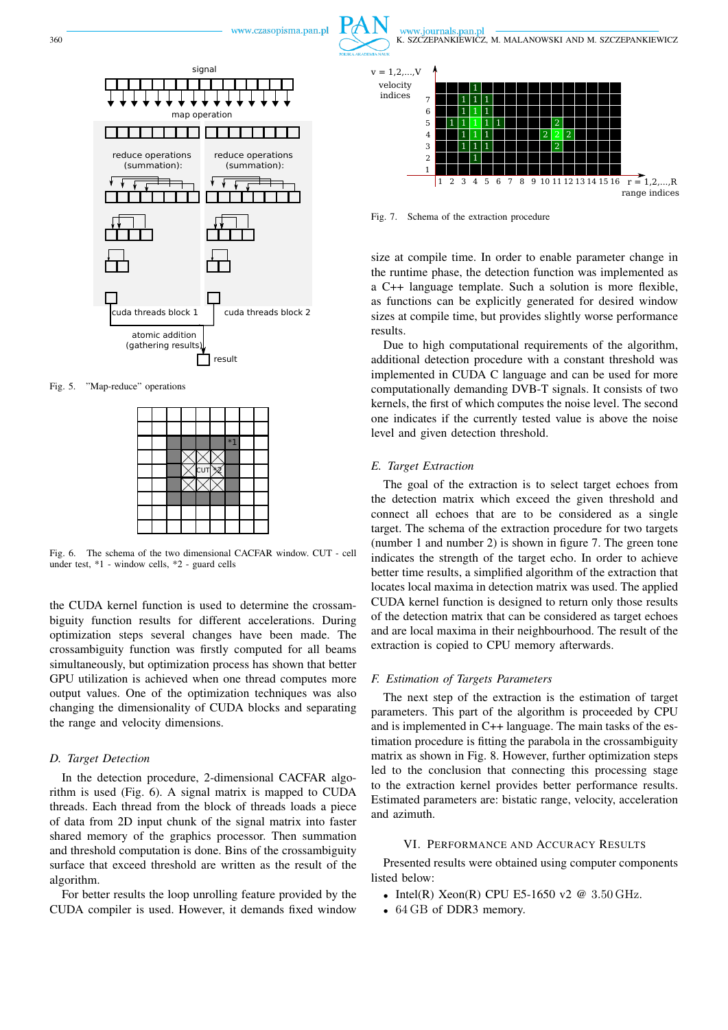Fig. 5. "Map-reduce" operations

Fig. 6. The schema of the two dimensional CACFAR window. CUT - cell under test, *1 - window cells, *2 - guard cells

the CUDA kernel function is used to determine the crossambiguity function results for different accelerations. During optimization steps several changes have been made. The crossambiguity function was firstly computed for all beams simultaneously, but optimization process has shown that better GPU utilization is achieved when one thread computes more output values. One of the optimization techniques was also changing the dimensionality of CUDA blocks and separating the range and velocity dimensions.

### D. Target Detection

In the detection procedure, 2-dimensional CACFAR algorithm is used (Fig. 6). A signal matrix is mapped to CUDA threads. Each thread from the block of threads loads a piece of data from 2D input chunk of the signal matrix into faster shared memory of the graphics processor. Then summation and threshold computation is done. Bins of the crossambiguity surface that exceed threshold are written as the result of the algorithm.

For better results the loop unrolling feature provided by the CUDA compiler is used. However, it demands fixed window size at compile time. In order to enable parameter change in the runtime phase, the detection function was implemented as a C++ language template. Such a solution is more flexible, as functions can be explicitly generated for desired window sizes at compile time, but provides slightly worse performance results.

Due to high computational requirements of the algorithm, additional detection procedure with a constant threshold was implemented in CUDA C language and can be used for more computationally demanding DVB-T signals. It consists of two kernels, the first of which computes the noise level. The second one indicates if the currently tested value is above the noise level and given detection threshold.

Fig. 7. Schema of the extraction procedure

### E. Target Extraction

The goal of the extraction is to select target echoes from the detection matrix which exceed the given threshold and connect all echoes that are to be considered as a single target. The schema of the extraction procedure for two targets (number 1 and number 2) is shown in figure 7. The green tone indicates the strength of the target echo. In order to achieve better time results, a simplified algorithm of the extraction that locates local maxima in detection matrix was used. The applied CUDA kernel function is designed to return only those results of the detection matrix that can be considered as target echoes and are local maxima in their neighbourhood. The result of the extraction is copied to CPU memory afterwards.

### F. Estimation of Targets Parameters

The next step of the extraction is the estimation of target parameters. This part of the algorithm is proceeded by CPU and is implemented in C++ language. The main tasks of the estimation procedure is fitting the parabola in the crossambiguity matrix as shown in Fig. 8. However, further optimization steps led to the conclusion that connecting this processing stage to the extraction kernel provides better performance results. Estimated parameters are: bistatic range, velocity, acceleration and azimuth.

## VI. Performance and Accuracy Results

Presented results were obtained using computer components listed below:

- Intel(R) Xeon(R) CPU E5-1650 v2 @ 3.50 GHz.
- 64 GB of DDR3 memory.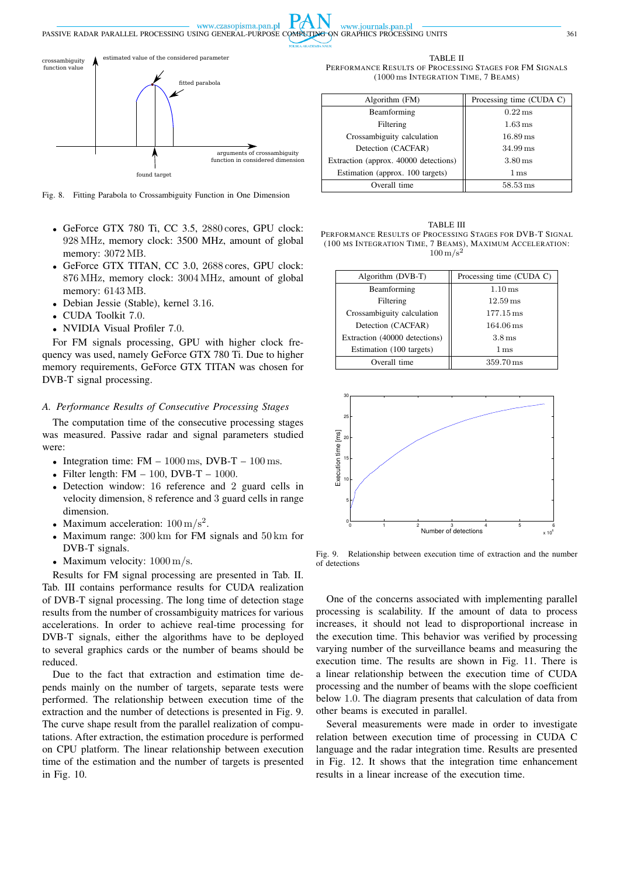Fig. 8. Fitting Parabola to Crossambiguity Function in One Dimension

- GeForce GTX 780 Ti, CC 3.5, 2880 cores, GPU clock: 928 MHz, memory clock: 3500 MHz, amount of global memory: 3072 MB.
- GeForce GTX TITAN, CC 3.0, 2688 cores, GPU clock: 876 MHz, memory clock: 3004 MHz, amount of global memory: 6143 MB.
- Debian Jessie (Stable), kernel 3.16.
- CUDA Toolkit 7.0.
- NVIDIA Visual Profiler 7.0.

For FM signals processing, GPU with higher clock frequency was used, namely GeForce GTX 780 Ti. Due to higher memory requirements, GeForce GTX TITAN was chosen for DVB-T signal processing.

### A. Performance Results of Consecutive Processing Stages

The computation time of the consecutive processing stages was measured. Passive radar and signal parameters studied were:

- Integration time: FM – 1000 ms, DVB-T – 100 ms.
- Filter length: FM – 100, DVB-T – 1000.
- Detection window: 16 reference and 2 guard cells in velocity dimension, 8 reference and 3 guard cells in range dimension.
- Maximum acceleration: $100\,\mathrm{m/s^2}$.
- Maximum range: 300 km for FM signals and 50 km for DVB-T signals.
- Maximum velocity: $1000\,\mathrm{m/s}$.

Results for FM signal processing are presented in Tab. II. Tab. III contains performance results for CUDA realization of DVB-T signal processing. The long time of detection stage results from the number of crossambiguity matrices for various accelerations. In order to achieve real-time processing for DVB-T signals, either the algorithms have to be deployed to several graphics cards or the number of beams should be reduced.

Due to the fact that extraction and estimation time depends mainly on the number of targets, separate tests were performed. The relationship between execution time of the extraction and the number of detections is presented in Fig. 9. The curve shape result from the parallel realization of computations. After extraction, the estimation procedure is performed on CPU platform. The linear relationship between execution time of the estimation and the number of targets is presented in Fig. 10.

TABLE II
PERFORMANCE RESULTS OF PROCESSING STAGES FOR FM SIGNALS (1000 ms INTEGRATION TIME, 7 BEAMS)

| Algorithm (FM) | Processing time (CUDA C) |
|---|---|
| Beamforming | 0.22 ms |
| Filtering | 1.63 ms |
| Crossambiguity calculation | 16.89 ms |
| Detection (CACFAR) | 34.99 ms |
| Extraction (approx. 40000 detections) | 3.80 ms |
| Estimation (approx. 100 targets) | 1 ms |
| Overall time | 58.53 ms |

TABLE III
PERFORMANCE RESULTS OF PROCESSING STAGES FOR DVB-T SIGNAL (100 ms INTEGRATION TIME, 7 BEAMS), MAXIMUM ACCELERATION: $100\,\mathrm{m/s^2}$

| Algorithm (DVB-T) | Processing time (CUDA C) |
|---|---|
| Beamforming | 1.10 ms |
| Filtering | 12.59 ms |
| Crossambiguity calculation | 177.15 ms |
| Detection (CACFAR) | 164.06 ms |
| Extraction (40000 detections) | 3.8 ms |
| Estimation (100 targets) | 1 ms |
| Overall time | 359.70 ms |

Fig. 9. Relationship between execution time of extraction and the number of detections

One of the concerns associated with implementing parallel processing is scalability. If the amount of data to process increases, it should not lead to disproportional increase in the execution time. This behavior was verified by processing varying number of the surveillance beams and measuring the execution time. The results are shown in Fig. 11. There is a linear relationship between the execution time of CUDA processing and the number of beams with the slope coefficient below 1.0. The diagram presents that calculation of data from other beams is executed in parallel.

Several measurements were made in order to investigate relation between execution time of processing in CUDA C language and the radar integration time. Results are presented in Fig. 12. It shows that the integration time enhancement results in a linear increase of the execution time.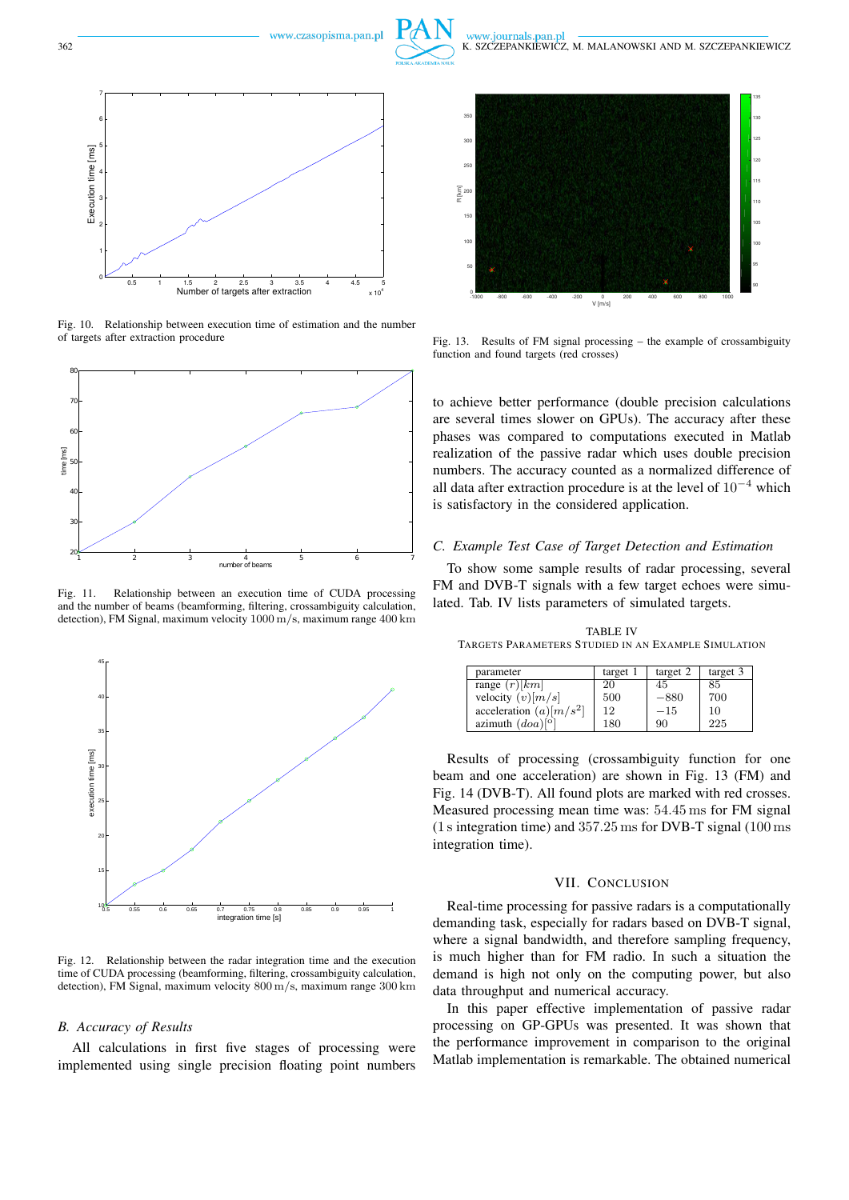Fig. 10. Relationship between execution time of estimation and the number of targets after extraction procedure

Fig. 11. Relationship between an execution time of CUDA processing and the number of beams (beamforming, filtering, crossambiguity calculation, detection), FM Signal, maximum velocity $1000\,\mathrm{m/s}$, maximum range $400\,\mathrm{km}$

Fig. 12. Relationship between the radar integration time and the execution time of CUDA processing (beamforming, filtering, crossambiguity calculation, detection), FM Signal, maximum velocity $800\,\mathrm{m/s}$, maximum range $300\,\mathrm{km}$

### B. Accuracy of Results

All calculations in first five stages of processing were implemented using single precision floating point numbers to achieve better performance (double precision calculations are several times slower on GPUs). The accuracy after these phases was compared to computations executed in Matlab realization of the passive radar which uses double precision numbers. The accuracy counted as a normalized difference of all data after extraction procedure is at the level of $10^{-4}$ which is satisfactory in the considered application.

Fig. 13. Results of FM signal processing – the example of crossambiguity function and found targets (red crosses)

### C. Example Test Case of Target Detection and Estimation

To show some sample results of radar processing, several FM and DVB-T signals with a few target echoes were simulated. Tab. IV lists parameters of simulated targets.

TABLE IV
TARGETS PARAMETERS STUDIED IN AN EXAMPLE SIMULATION

| parameter | target 1 | target 2 | target 3 |
|---|---|---|---|
| range $(r)[km]$ | 20 | 45 | 85 |
| velocity $(v)[m/s]$ | 500 | $-880$ | 700 |
| acceleration $(a)[m/s^2]$ | 12 | $-15$ | 10 |
| azimuth $(doa)[^\circ]$ | 180 | 90 | 225 |

Results of processing (crossambiguity function for one beam and one acceleration) are shown in Fig. 13 (FM) and Fig. 14 (DVB-T). All found plots are marked with red crosses. Measured processing mean time was: $54.45\,\mathrm{ms}$ for FM signal ($1\,\mathrm{s}$ integration time) and $357.25\,\mathrm{ms}$ for DVB-T signal ($100\,\mathrm{ms}$ integration time).

## VII. CONCLUSION

Real-time processing for passive radars is a computationally demanding task, especially for radars based on DVB-T signal, where a signal bandwidth, and therefore sampling frequency, is much higher than for FM radio. In such a situation the demand is high not only on the computing power, but also data throughput and numerical accuracy.

In this paper effective implementation of passive radar processing on GP-GPUs was presented. It was shown that the performance improvement in comparison to the original Matlab implementation is remarkable. The obtained numerical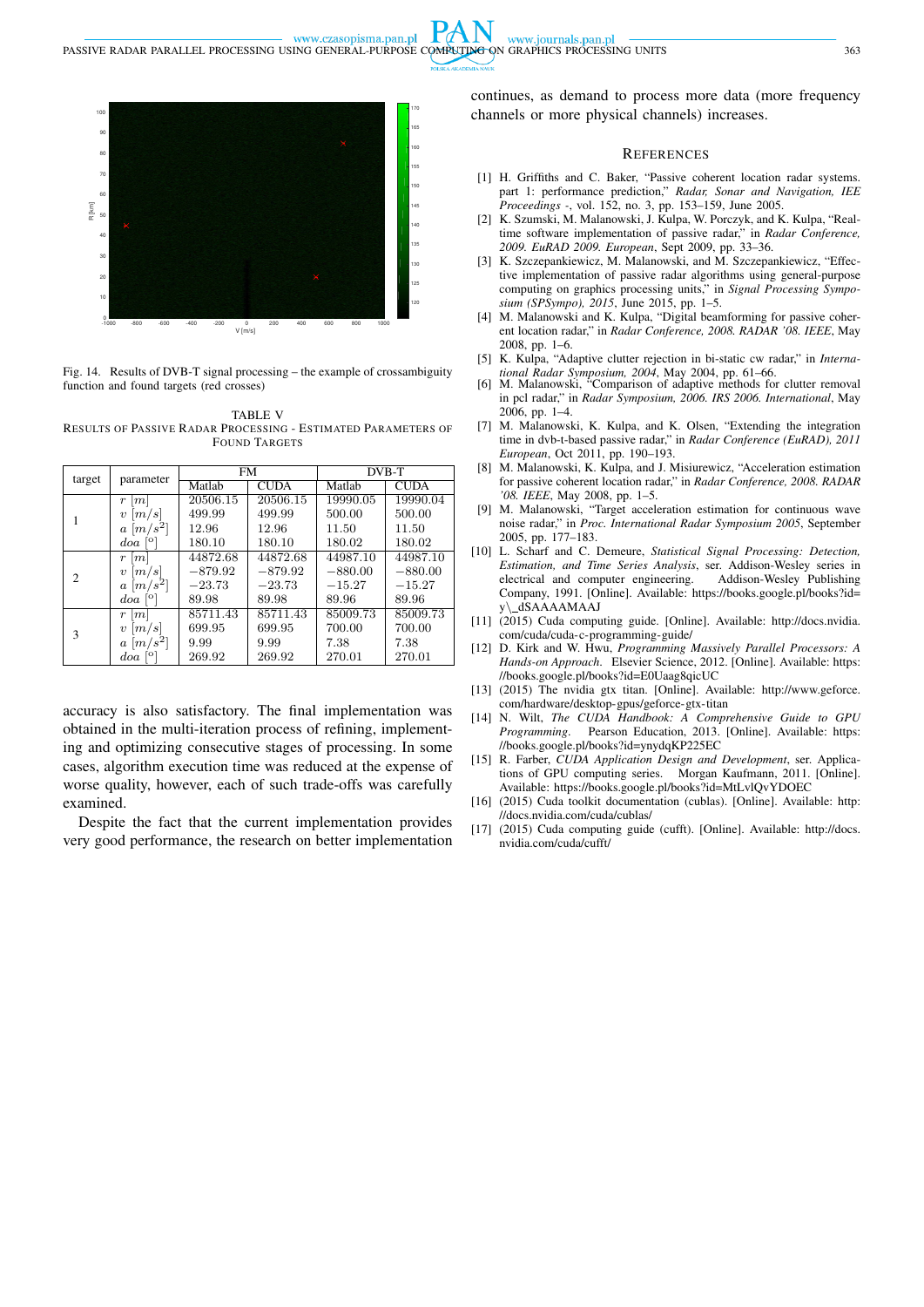100
90
80
70
60
R [km] 50
40
30
20
10
0
-1000 -800 -600 -400 -200 0 200 400 600 800 1000
V [m/s]

170
165
160
155
150
145
140
135
130
125
120

Fig. 14. Results of DVB-T signal processing – the example of crossambiguity function and found targets (red crosses)

TABLE V
RESULTS OF PASSIVE RADAR PROCESSING - ESTIMATED PARAMETERS OF FOUND TARGETS

| target | parameter | FM | | DVB-T | |
|---|---|---|---|---|---|
| | | Matlab | CUDA | Matlab | CUDA |
| 1 | $r$ $[m]$ | 20506.15 | 20506.15 | 19990.05 | 19990.04 |
| | $v$ $[m/s]$ | 499.99 | 499.99 | 500.00 | 500.00 |
| | $a$ $[m/s^2]$ | 12.96 | 12.96 | 11.50 | 11.50 |
| | $doa$ $[^o]$ | 180.10 | 180.10 | 180.02 | 180.02 |
| 2 | $r$ $[m]$ | 44872.68 | 44872.68 | 44987.10 | 44987.10 |
| | $v$ $[m/s]$ | $-879.92$ | $-879.92$ | $-880.00$ | $-880.00$ |
| | $a$ $[m/s^2]$ | $-23.73$ | $-23.73$ | $-15.27$ | $-15.27$ |
| | $doa$ $[^o]$ | 89.98 | 89.98 | 89.96 | 89.96 |
| 3 | $r$ $[m]$ | 85711.43 | 85711.43 | 85009.73 | 85009.73 |
| | $v$ $[m/s]$ | 699.95 | 699.95 | 700.00 | 700.00 |
| | $a$ $[m/s^2]$ | 9.99 | 9.99 | 7.38 | 7.38 |
| | $doa$ $[^o]$ | 269.92 | 269.92 | 270.01 | 270.01 |

accuracy is also satisfactory. The final implementation was obtained in the multi-iteration process of refining, implementing and optimizing consecutive stages of processing. In some cases, algorithm execution time was reduced at the expense of worse quality, however, each of such trade-offs was carefully examined.

Despite the fact that the current implementation provides very good performance, the research on better implementation continues, as demand to process more data (more frequency channels or more physical channels) increases.

## REFERENCES

[1] H. Griffiths and C. Baker, "Passive coherent location radar systems. part 1: performance prediction," *Radar, Sonar and Navigation, IEE Proceedings -*, vol. 152, no. 3, pp. 153–159, June 2005.

[2] K. Szumski, M. Malanowski, J. Kulpa, W. Porczyk, and K. Kulpa, "Real-time software implementation of passive radar," in *Radar Conference, 2009. EuRAD 2009. European*, Sept 2009, pp. 33–36.

[3] K. Szczepankiewicz, M. Malanowski, and M. Szczepankiewicz, "Effective implementation of passive radar algorithms using general-purpose computing on graphics processing units," in *Signal Processing Symposium (SPSympo), 2015*, June 2015, pp. 1–5.

[4] M. Malanowski and K. Kulpa, "Digital beamforming for passive coherent location radar," in *Radar Conference, 2008. RADAR '08. IEEE*, May 2008, pp. 1–6.

[5] K. Kulpa, "Adaptive clutter rejection in bi-static cw radar," in *International Radar Symposium, 2004*, May 2004, pp. 61–66.

[6] M. Malanowski, "Comparison of adaptive methods for clutter removal in pcl radar," in *Radar Symposium, 2006. IRS 2006. International*, May 2006, pp. 1–4.

[7] M. Malanowski, K. Kulpa, and K. Olsen, "Extending the integration time in dvb-t-based passive radar," in *Radar Conference (EuRAD), 2011 European*, Oct 2011, pp. 190–193.

[8] M. Malanowski, K. Kulpa, and J. Misiurewicz, "Acceleration estimation for passive coherent location radar," in *Radar Conference, 2008. RADAR '08. IEEE*, May 2008, pp. 1–5.

[9] M. Malanowski, "Target acceleration estimation for continuous wave noise radar," in *Proc. International Radar Symposium 2005*, September 2005, pp. 177–183.

[10] L. Scharf and C. Demeure, *Statistical Signal Processing: Detection, Estimation, and Time Series Analysis*, ser. Addison-Wesley series in electrical and computer engineering. Addison-Wesley Publishing Company, 1991. [Online]. Available: https://books.google.pl/books?id=y\_dSAAAAMAAJ

[11] (2015) Cuda computing guide. [Online]. Available: http://docs.nvidia.com/cuda/cuda-c-programming-guide/

[12] D. Kirk and W. Hwu, *Programming Massively Parallel Processors: A Hands-on Approach*. Elsevier Science, 2012. [Online]. Available: https://books.google.pl/books?id=E0Uaag8qicUC

[13] (2015) The nvidia gtx titan. [Online]. Available: http://www.geforce.com/hardware/desktop-gpus/geforce-gtx-titan

[14] N. Wilt, *The CUDA Handbook: A Comprehensive Guide to GPU Programming*. Pearson Education, 2013. [Online]. Available: https://books.google.pl/books?id=ynydqKP225EC

[15] R. Farber, *CUDA Application Design and Development*, ser. Applications of GPU computing series. Morgan Kaufmann, 2011. [Online]. Available: https://books.google.pl/books?id=MtLvlQvYDOEC

[16] (2015) Cuda toolkit documentation (cublas). [Online]. Available: http://docs.nvidia.com/cuda/cublas/

[17] (2015) Cuda computing guide (cufft). [Online]. Available: http://docs.nvidia.com/cuda/cufft/